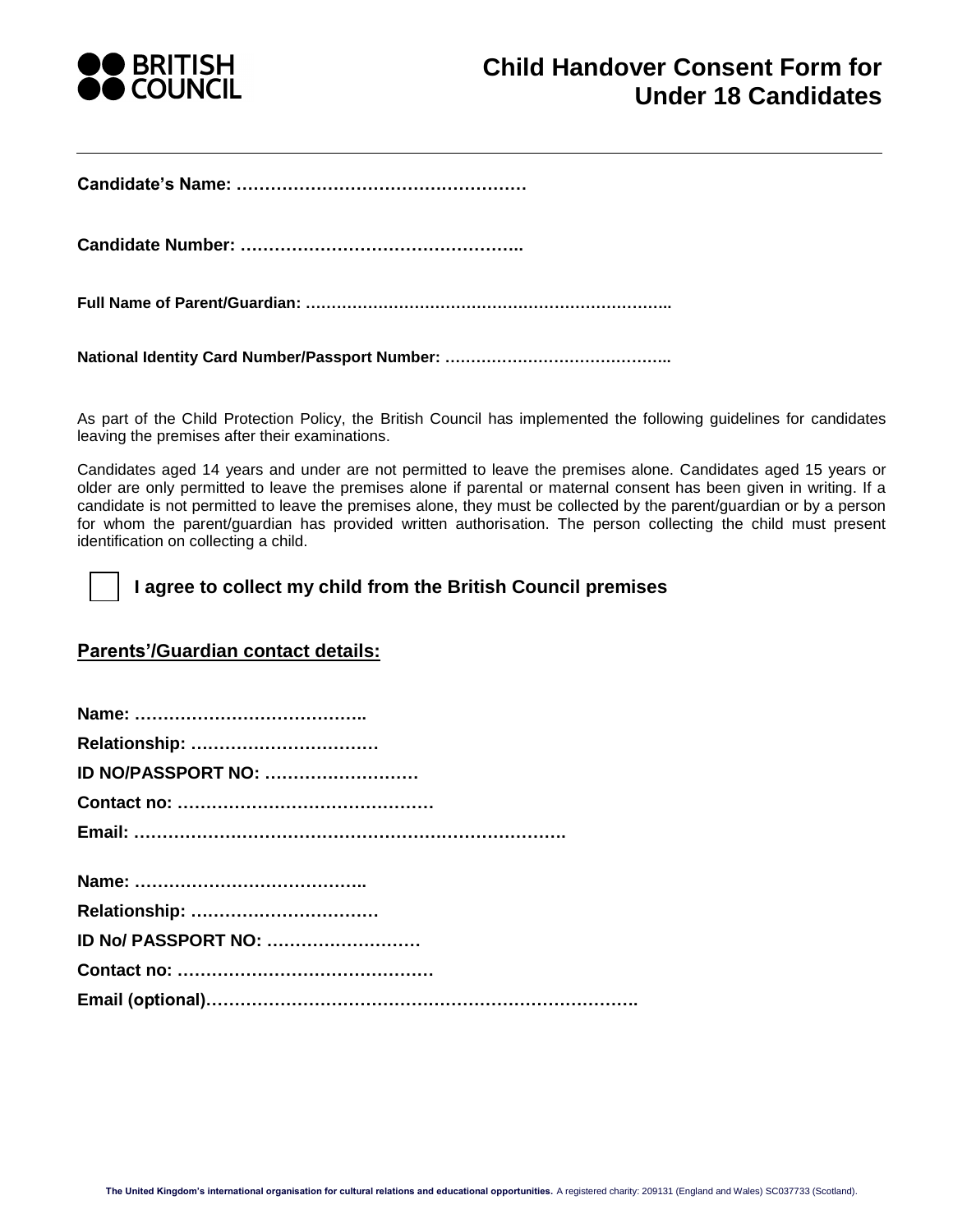BRITISH COUNCIL

# Child Handover Consent Form for Under 18 Candidates

---

**Candidate's Name: ……………………………………………**

**Candidate Number: …………………………………………..**

**Full Name of Parent/Guardian: ……………………………………………………………..**

**National Identity Card Number/Passport Number: ……………………………………..**

As part of the Child Protection Policy, the British Council has implemented the following guidelines for candidates leaving the premises after their examinations.

Candidates aged 14 years and under are not permitted to leave the premises alone. Candidates aged 15 years or older are only permitted to leave the premises alone if parental or maternal consent has been given in writing. If a candidate is not permitted to leave the premises alone, they must be collected by the parent/guardian or by a person for whom the parent/guardian has provided written authorisation. The person collecting the child must present identification on collecting a child.

☐ **I agree to collect my child from the British Council premises**

## Parents'/Guardian contact details:

**Name: …………………………………..**
**Relationship: ……………………………**
**ID NO/PASSPORT NO: ………………………**
**Contact no: ………………………………………**
**Email: …………………………………………………………………**

**Name: …………………………………..**
**Relationship: ……………………………**
**ID No/ PASSPORT NO: ………………………**
**Contact no: ………………………………………**
**Email (optional)…………………………………………………………………….**

**The United Kingdom's international organisation for cultural relations and educational opportunities.** A registered charity: 209131 (England and Wales) SC037733 (Scotland).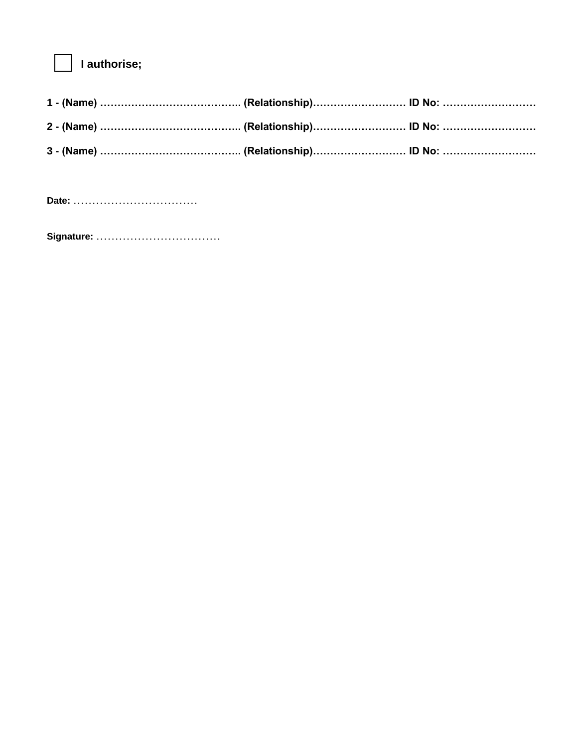☐ **I authorise;**

**1 - (Name) ………………………………….. (Relationship)……………………… ID No: ………………………**

**2 - (Name) ………………………………….. (Relationship)……………………… ID No: ………………………**

**3 - (Name) ………………………………….. (Relationship)……………………… ID No: ………………………**

**Date:** ……………………………

**Signature:** ……………………………